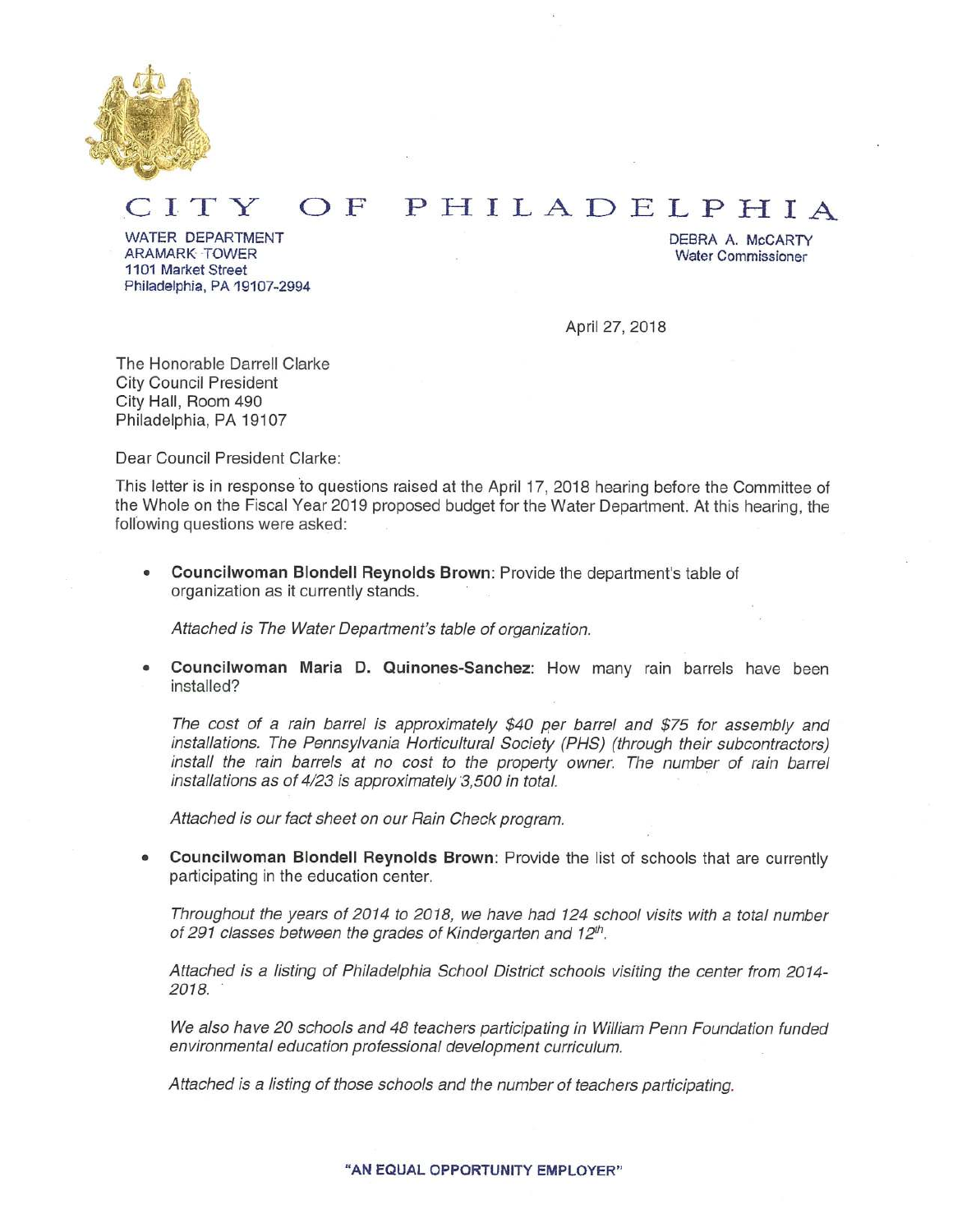# CITY OF PHILADELPHIA

WATER DEPARTMENT
ARAMARK TOWER
1101 Market Street
Philadelphia, PA 19107-2994

DEBRA A. McCARTY
Water Commissioner

April 27, 2018

The Honorable Darrell Clarke
City Council President
City Hall, Room 490
Philadelphia, PA 19107

Dear Council President Clarke:

This letter is in response to questions raised at the April 17, 2018 hearing before the Committee of the Whole on the Fiscal Year 2019 proposed budget for the Water Department. At this hearing, the following questions were asked:

- **Councilwoman Blondell Reynolds Brown**: Provide the department's table of organization as it currently stands.

  *Attached is The Water Department's table of organization.*

- **Councilwoman Maria D. Quinones-Sanchez**: How many rain barrels have been installed?

  *The cost of a rain barrel is approximately $40 per barrel and $75 for assembly and installations. The Pennsylvania Horticultural Society (PHS) (through their subcontractors) install the rain barrels at no cost to the property owner. The number of rain barrel installations as of 4/23 is approximately 3,500 in total.*

  *Attached is our fact sheet on our Rain Check program.*

- **Councilwoman Blondell Reynolds Brown**: Provide the list of schools that are currently participating in the education center.

  *Throughout the years of 2014 to 2018, we have had 124 school visits with a total number of 291 classes between the grades of Kindergarten and 12th.*

  *Attached is a listing of Philadelphia School District schools visiting the center from 2014-2018.*

  *We also have 20 schools and 48 teachers participating in William Penn Foundation funded environmental education professional development curriculum.*

  *Attached is a listing of those schools and the number of teachers participating.*

"AN EQUAL OPPORTUNITY EMPLOYER"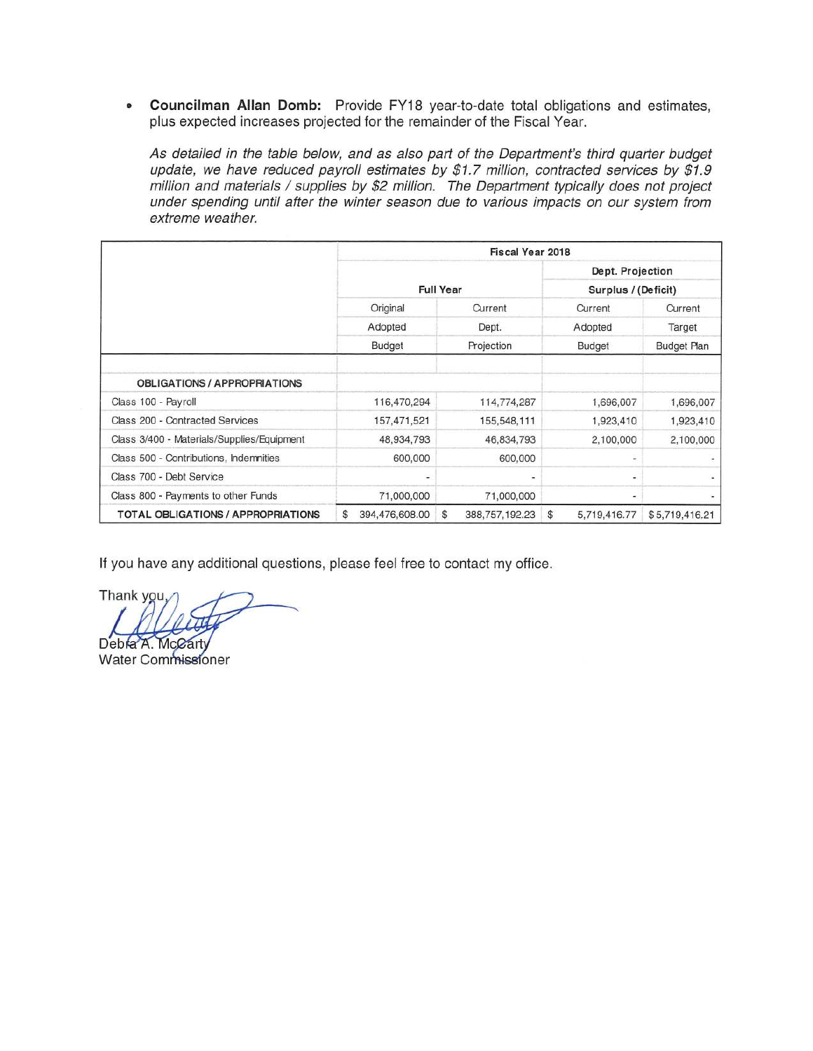- **Councilman Allan Domb:** Provide FY18 year-to-date total obligations and estimates, plus expected increases projected for the remainder of the Fiscal Year.

  *As detailed in the table below, and as also part of the Department's third quarter budget update, we have reduced payroll estimates by $1.7 million, contracted services by $1.9 million and materials / supplies by $2 million. The Department typically does not project under spending until after the winter season due to various impacts on our system from extreme weather.*

| | Fiscal Year 2018 | | | |
|---|---|---|---|---|
| | Full Year | | Dept. Projection Surplus / (Deficit) | |
| | Original Adopted Budget | Current Dept. Projection | Current Adopted Budget | Current Target Budget Plan |
| **OBLIGATIONS / APPROPRIATIONS** | | | | |
| Class 100 - Payroll | 116,470,294 | 114,774,287 | 1,696,007 | 1,696,007 |
| Class 200 - Contracted Services | 157,471,521 | 155,548,111 | 1,923,410 | 1,923,410 |
| Class 3/400 - Materials/Supplies/Equipment | 48,934,793 | 46,834,793 | 2,100,000 | 2,100,000 |
| Class 500 - Contributions, Indemnities | 600,000 | 600,000 | - | - |
| Class 700 - Debt Service | - | - | - | - |
| Class 800 - Payments to other Funds | 71,000,000 | 71,000,000 | - | - |
| **TOTAL OBLIGATIONS / APPROPRIATIONS** | $ 394,476,608.00 | $ 388,757,192.23 | $ 5,719,416.77 | $ 5,719,416.21 |

If you have any additional questions, please feel free to contact my office.

Thank you,

Debra A. McCarty
Water Commissioner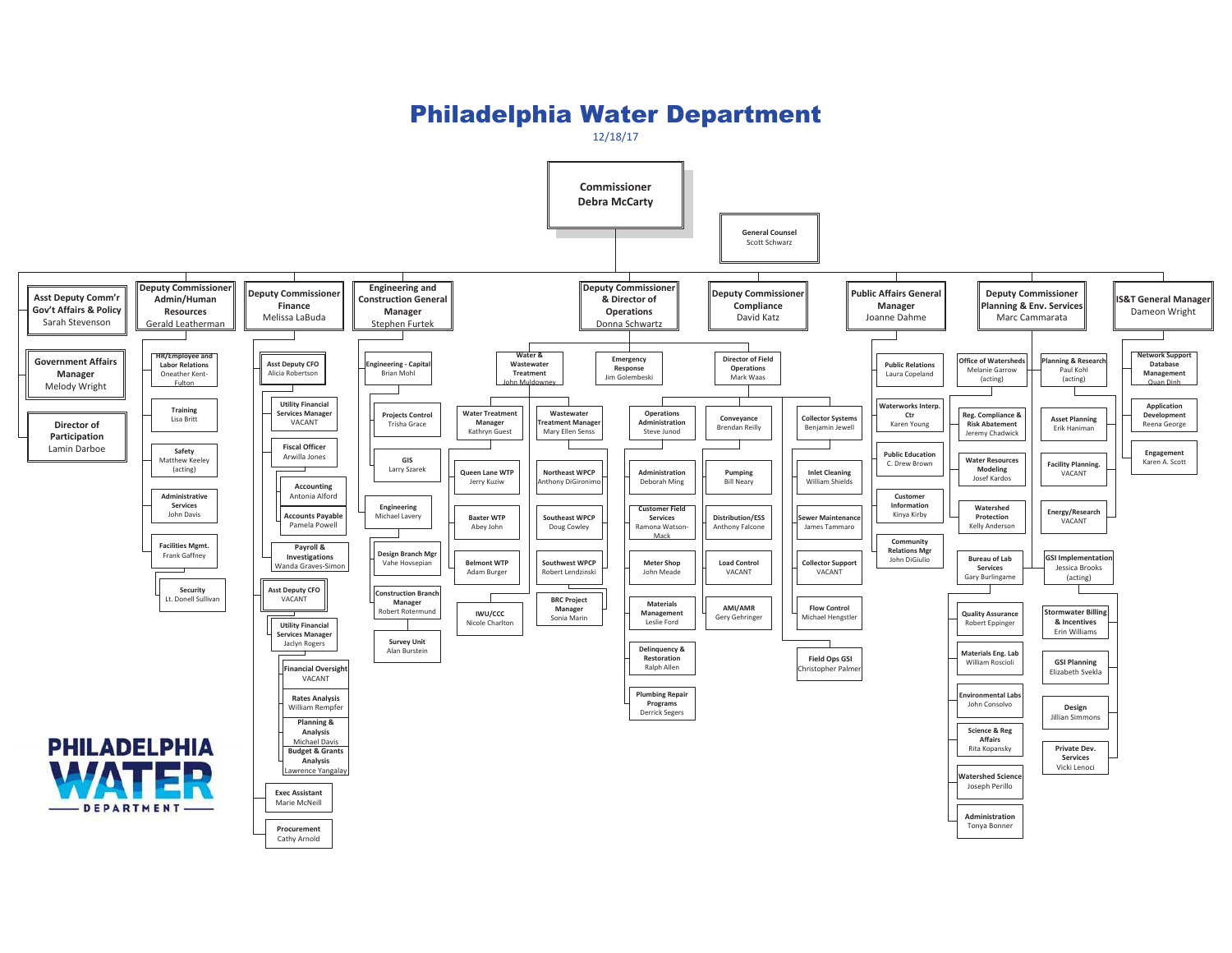# Philadelphia Water Department

12/18/17

## Commissioner
Debra McCarty

- **General Counsel** – Scott Schwarz

### Asst Deputy Comm'r Gov't Affairs & Policy – Sarah Stevenson
- **Government Affairs Manager** – Melody Wright
- **Director of Participation** – Lamin Darboe

### Deputy Commissioner Admin/Human Resources – Gerald Leatherman
- **HR/Employee and Labor Relations** – Oneather Kent-Fulton
- **Training** – Lisa Britt
- **Safety** – Matthew Keeley (acting)
- **Administrative Services** – John Davis
- **Facilities Mgmt.** – Frank Gaffney
  - **Security** – Lt. Donell Sullivan

### Deputy Commissioner Finance – Melissa LaBuda
- **Asst Deputy CFO** – Alicia Robertson
  - **Utility Financial Services Manager** – VACANT
  - **Fiscal Officer** – Arwilla Jones
    - **Accounting** – Antonia Alford
    - **Accounts Payable** – Pamela Powell
  - **Payroll & Investigations** – Wanda Graves-Simon
- **Asst Deputy CFO** – VACANT
  - **Utility Financial Services Manager** – Jaclyn Rogers
    - **Financial Oversight** – VACANT
    - **Rates Analysis** – William Rempfer
    - **Planning & Analysis** – Michael Davis
    - **Budget & Grants Analysis** – Lawrence Yangalay
- **Exec Assistant** – Marie McNeill
- **Procurement** – Cathy Arnold

### Engineering and Construction General Manager – Stephen Furtek
- **Engineering - Capital** – Brian Mohl
  - **Projects Control** – Trisha Grace
  - **GIS** – Larry Szarek
  - **Engineering** – Michael Lavery
  - **Design Branch Mgr** – Vahe Hovsepian
  - **Construction Branch Manager** – Robert Rotermund
  - **Survey Unit** – Alan Burstein

### Deputy Commissioner & Director of Operations – Donna Schwartz
- **Water & Wastewater Treatment** – John Muldowney
  - **Water Treatment Manager** – Kathryn Guest
    - **Queen Lane WTP** – Jerry Kuziw
    - **Baxter WTP** – Abey John
    - **Belmont WTP** – Adam Burger
    - **IWU/CCC** – Nicole Charlton
  - **Wastewater Treatment Manager** – Mary Ellen Senss
    - **Northeast WPCP** – Anthony DiGironimo
    - **Southeast WPCP** – Doug Cowley
    - **Southwest WPCP** – Robert Lendzinski
    - **BRC Project Manager** – Sonia Marin
- **Emergency Response** – Jim Golembeski
- **Director of Field Operations** – Mark Waas
  - **Operations Administration** – Steve Junod
    - **Administration** – Deborah Ming
    - **Customer Field Services** – Ramona Watson-Mack
    - **Meter Shop** – John Meade
    - **Materials Management** – Leslie Ford
    - **Delinquency & Restoration** – Ralph Allen
    - **Plumbing Repair Programs** – Derrick Segers
  - **Conveyance** – Brendan Reilly
    - **Pumping** – Bill Neary
    - **Distribution/ESS** – Anthony Falcone
    - **Load Control** – VACANT
    - **AMI/AMR** – Gery Gehringer
  - **Collector Systems** – Benjamin Jewell
    - **Inlet Cleaning** – William Shields
    - **Sewer Maintenance** – James Tammaro
    - **Collector Support** – VACANT
    - **Flow Control** – Michael Hengstler
  - **Field Ops GSI** – Christopher Palmer

### Deputy Commissioner Compliance – David Katz

### Public Affairs General Manager – Joanne Dahme
- **Public Relations** – Laura Copeland
- **Waterworks Interp. Ctr** – Karen Young
- **Public Education** – C. Drew Brown
- **Customer Information** – Kinya Kirby
- **Community Relations Mgr** – John DiGiulio

### Deputy Commissioner Planning & Env. Services – Marc Cammarata
- **Office of Watersheds** – Melanie Garrow (acting)
  - **Reg. Compliance & Risk Abatement** – Jeremy Chadwick
  - **Water Resources Modeling** – Josef Kardos
  - **Watershed Protection** – Kelly Anderson
  - **Bureau of Lab Services** – Gary Burlingame
    - **Quality Assurance** – Robert Eppinger
    - **Materials Eng. Lab** – William Roscioli
    - **Environmental Labs** – John Consolvo
    - **Science & Reg Affairs** – Rita Kopansky
    - **Watershed Science** – Joseph Perillo
    - **Administration** – Tonya Bonner
- **Planning & Research** – Paul Kohl (acting)
  - **Asset Planning** – Erik Haniman
  - **Facility Planning.** – VACANT
  - **Energy/Research** – VACANT
- **GSI Implementation** – Jessica Brooks (acting)
  - **Stormwater Billing & Incentives** – Erin Williams
  - **GSI Planning** – Elizabeth Svekla
  - **Design** – Jillian Simmons
  - **Private Dev. Services** – Vicki Lenoci

### IS&T General Manager – Dameon Wright
- **Network Support Database Management** – Quan Dinh
- **Application Development** – Reena George
- **Engagement** – Karen A. Scott

PHILADELPHIA WATER DEPARTMENT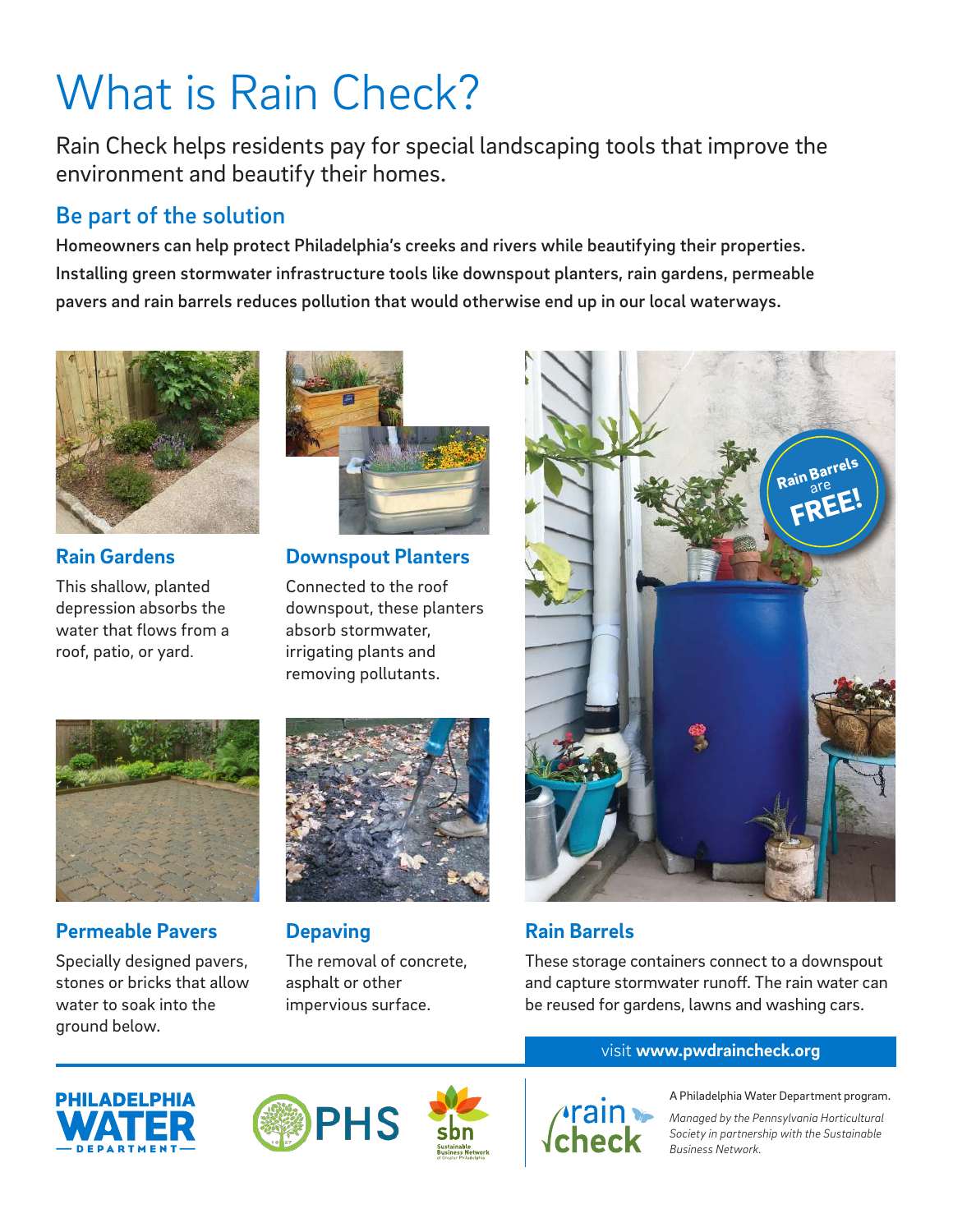# What is Rain Check?

Rain Check helps residents pay for special landscaping tools that improve the environment and beautify their homes.

## Be part of the solution

**Homeowners can help protect Philadelphia's creeks and rivers while beautifying their properties. Installing green stormwater infrastructure tools like downspout planters, rain gardens, permeable pavers and rain barrels reduces pollution that would otherwise end up in our local waterways.**

### Rain Gardens

This shallow, planted depression absorbs the water that flows from a roof, patio, or yard.

### Downspout Planters

Connected to the roof downspout, these planters absorb stormwater, irrigating plants and removing pollutants.

### Permeable Pavers

Specially designed pavers, stones or bricks that allow water to soak into the ground below.

### Depaving

The removal of concrete, asphalt or other impervious surface.

Rain Barrels are FREE!

### Rain Barrels

These storage containers connect to a downspout and capture stormwater runoff. The rain water can be reused for gardens, lawns and washing cars.

visit **www.pwdraincheck.org**

A Philadelphia Water Department program.

*Managed by the Pennsylvania Horticultural Society in partnership with the Sustainable Business Network.*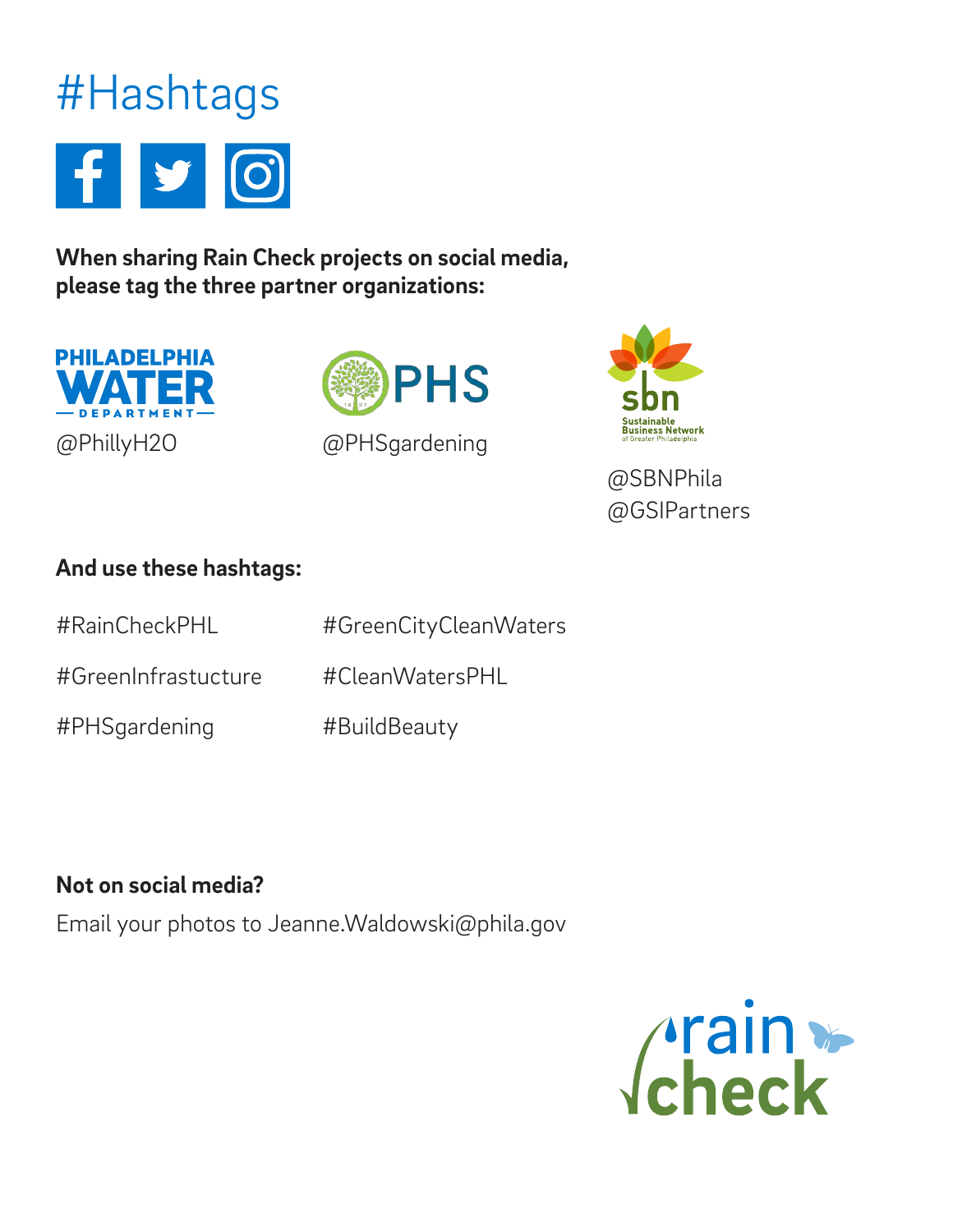# #Hashtags

**When sharing Rain Check projects on social media, please tag the three partner organizations:**

PHILADELPHIA WATER DEPARTMENT
@PhillyH2O

PHS
@PHSgardening

sbn Sustainable Business Network of Greater Philadelphia
@SBNPhila
@GSIPartners

**And use these hashtags:**

#RainCheckPHL

#GreenInfrastucture

#PHSgardening

#GreenCityCleanWaters

#CleanWatersPHL

#BuildBeauty

**Not on social media?**

Email your photos to Jeanne.Waldowski@phila.gov

rain check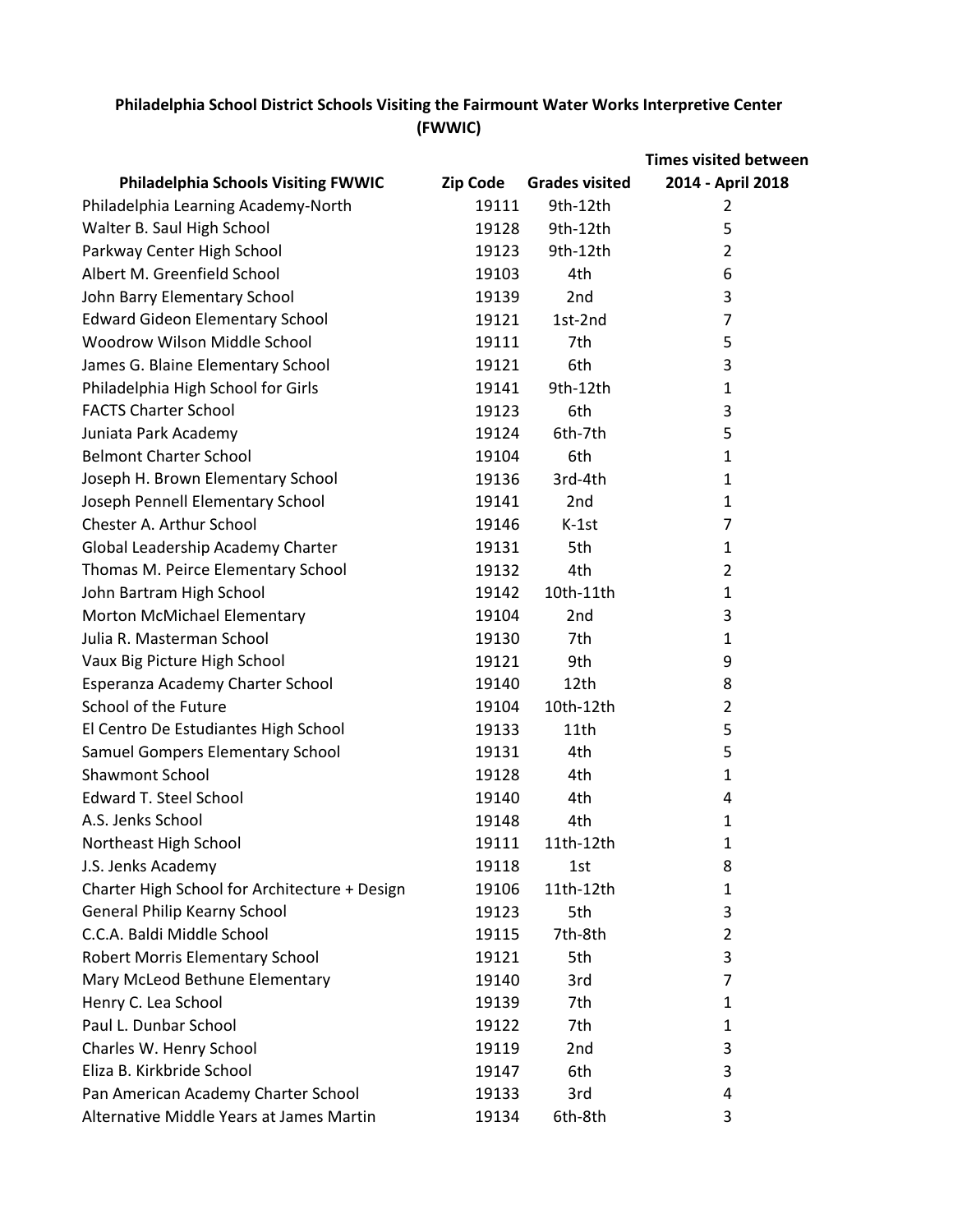**Philadelphia School District Schools Visiting the Fairmount Water Works Interpretive Center (FWWIC)**

| Philadelphia Schools Visiting FWWIC | Zip Code | Grades visited | Times visited between 2014 - April 2018 |
|---|---|---|---|
| Philadelphia Learning Academy-North | 19111 | 9th-12th | 2 |
| Walter B. Saul High School | 19128 | 9th-12th | 5 |
| Parkway Center High School | 19123 | 9th-12th | 2 |
| Albert M. Greenfield School | 19103 | 4th | 6 |
| John Barry Elementary School | 19139 | 2nd | 3 |
| Edward Gideon Elementary School | 19121 | 1st-2nd | 7 |
| Woodrow Wilson Middle School | 19111 | 7th | 5 |
| James G. Blaine Elementary School | 19121 | 6th | 3 |
| Philadelphia High School for Girls | 19141 | 9th-12th | 1 |
| FACTS Charter School | 19123 | 6th | 3 |
| Juniata Park Academy | 19124 | 6th-7th | 5 |
| Belmont Charter School | 19104 | 6th | 1 |
| Joseph H. Brown Elementary School | 19136 | 3rd-4th | 1 |
| Joseph Pennell Elementary School | 19141 | 2nd | 1 |
| Chester A. Arthur School | 19146 | K-1st | 7 |
| Global Leadership Academy Charter | 19131 | 5th | 1 |
| Thomas M. Peirce Elementary School | 19132 | 4th | 2 |
| John Bartram High School | 19142 | 10th-11th | 1 |
| Morton McMichael Elementary | 19104 | 2nd | 3 |
| Julia R. Masterman School | 19130 | 7th | 1 |
| Vaux Big Picture High School | 19121 | 9th | 9 |
| Esperanza Academy Charter School | 19140 | 12th | 8 |
| School of the Future | 19104 | 10th-12th | 2 |
| El Centro De Estudiantes High School | 19133 | 11th | 5 |
| Samuel Gompers Elementary School | 19131 | 4th | 5 |
| Shawmont School | 19128 | 4th | 1 |
| Edward T. Steel School | 19140 | 4th | 4 |
| A.S. Jenks School | 19148 | 4th | 1 |
| Northeast High School | 19111 | 11th-12th | 1 |
| J.S. Jenks Academy | 19118 | 1st | 8 |
| Charter High School for Architecture + Design | 19106 | 11th-12th | 1 |
| General Philip Kearny School | 19123 | 5th | 3 |
| C.C.A. Baldi Middle School | 19115 | 7th-8th | 2 |
| Robert Morris Elementary School | 19121 | 5th | 3 |
| Mary McLeod Bethune Elementary | 19140 | 3rd | 7 |
| Henry C. Lea School | 19139 | 7th | 1 |
| Paul L. Dunbar School | 19122 | 7th | 1 |
| Charles W. Henry School | 19119 | 2nd | 3 |
| Eliza B. Kirkbride School | 19147 | 6th | 3 |
| Pan American Academy Charter School | 19133 | 3rd | 4 |
| Alternative Middle Years at James Martin | 19134 | 6th-8th | 3 |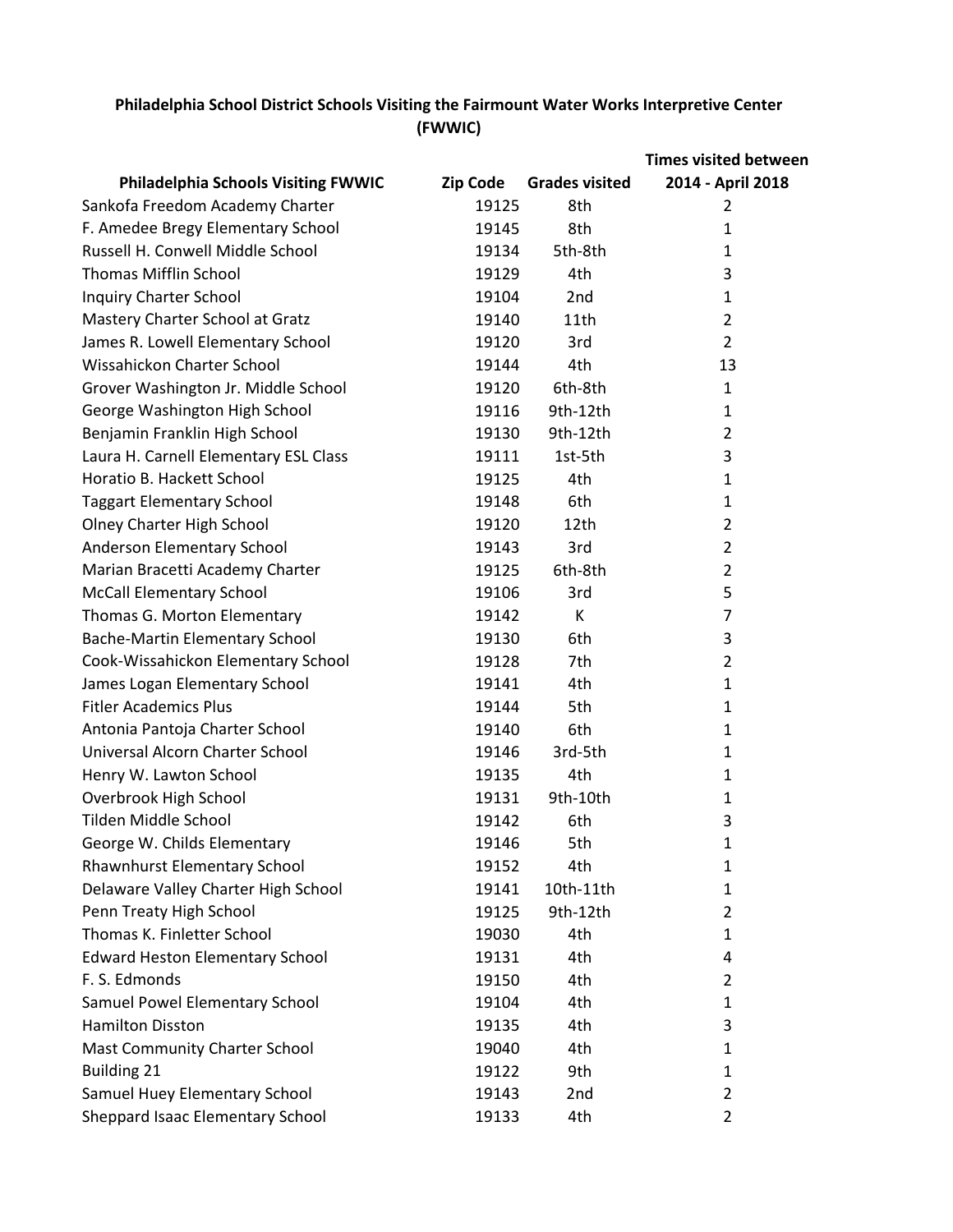**Philadelphia School District Schools Visiting the Fairmount Water Works Interpretive Center (FWWIC)**

| Philadelphia Schools Visiting FWWIC | Zip Code | Grades visited | Times visited between 2014 - April 2018 |
|---|---|---|---|
| Sankofa Freedom Academy Charter | 19125 | 8th | 2 |
| F. Amedee Bregy Elementary School | 19145 | 8th | 1 |
| Russell H. Conwell Middle School | 19134 | 5th-8th | 1 |
| Thomas Mifflin School | 19129 | 4th | 3 |
| Inquiry Charter School | 19104 | 2nd | 1 |
| Mastery Charter School at Gratz | 19140 | 11th | 2 |
| James R. Lowell Elementary School | 19120 | 3rd | 2 |
| Wissahickon Charter School | 19144 | 4th | 13 |
| Grover Washington Jr. Middle School | 19120 | 6th-8th | 1 |
| George Washington High School | 19116 | 9th-12th | 1 |
| Benjamin Franklin High School | 19130 | 9th-12th | 2 |
| Laura H. Carnell Elementary ESL Class | 19111 | 1st-5th | 3 |
| Horatio B. Hackett School | 19125 | 4th | 1 |
| Taggart Elementary School | 19148 | 6th | 1 |
| Olney Charter High School | 19120 | 12th | 2 |
| Anderson Elementary School | 19143 | 3rd | 2 |
| Marian Bracetti Academy Charter | 19125 | 6th-8th | 2 |
| McCall Elementary School | 19106 | 3rd | 5 |
| Thomas G. Morton Elementary | 19142 | K | 7 |
| Bache-Martin Elementary School | 19130 | 6th | 3 |
| Cook-Wissahickon Elementary School | 19128 | 7th | 2 |
| James Logan Elementary School | 19141 | 4th | 1 |
| Fitler Academics Plus | 19144 | 5th | 1 |
| Antonia Pantoja Charter School | 19140 | 6th | 1 |
| Universal Alcorn Charter School | 19146 | 3rd-5th | 1 |
| Henry W. Lawton School | 19135 | 4th | 1 |
| Overbrook High School | 19131 | 9th-10th | 1 |
| Tilden Middle School | 19142 | 6th | 3 |
| George W. Childs Elementary | 19146 | 5th | 1 |
| Rhawnhurst Elementary School | 19152 | 4th | 1 |
| Delaware Valley Charter High School | 19141 | 10th-11th | 1 |
| Penn Treaty High School | 19125 | 9th-12th | 2 |
| Thomas K. Finletter School | 19030 | 4th | 1 |
| Edward Heston Elementary School | 19131 | 4th | 4 |
| F. S. Edmonds | 19150 | 4th | 2 |
| Samuel Powel Elementary School | 19104 | 4th | 1 |
| Hamilton Disston | 19135 | 4th | 3 |
| Mast Community Charter School | 19040 | 4th | 1 |
| Building 21 | 19122 | 9th | 1 |
| Samuel Huey Elementary School | 19143 | 2nd | 2 |
| Sheppard Isaac Elementary School | 19133 | 4th | 2 |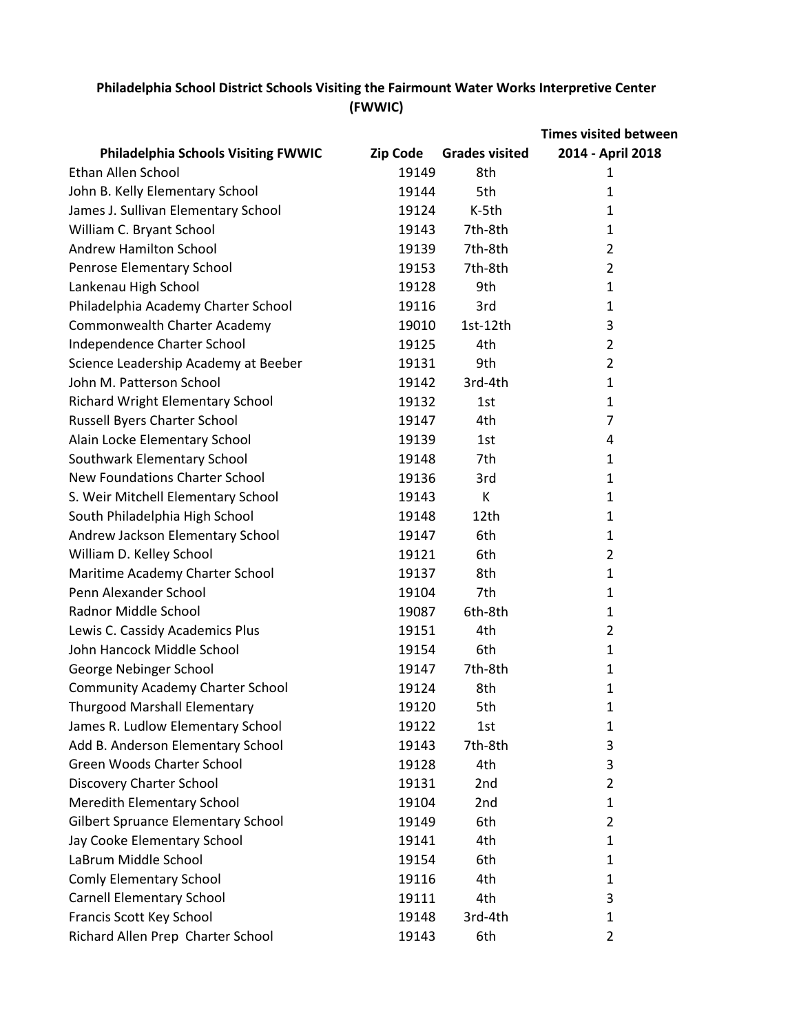**Philadelphia School District Schools Visiting the Fairmount Water Works Interpretive Center (FWWIC)**

| Philadelphia Schools Visiting FWWIC | Zip Code | Grades visited | Times visited between 2014 - April 2018 |
|---|---|---|---|
| Ethan Allen School | 19149 | 8th | 1 |
| John B. Kelly Elementary School | 19144 | 5th | 1 |
| James J. Sullivan Elementary School | 19124 | K-5th | 1 |
| William C. Bryant School | 19143 | 7th-8th | 1 |
| Andrew Hamilton School | 19139 | 7th-8th | 2 |
| Penrose Elementary School | 19153 | 7th-8th | 2 |
| Lankenau High School | 19128 | 9th | 1 |
| Philadelphia Academy Charter School | 19116 | 3rd | 1 |
| Commonwealth Charter Academy | 19010 | 1st-12th | 3 |
| Independence Charter School | 19125 | 4th | 2 |
| Science Leadership Academy at Beeber | 19131 | 9th | 2 |
| John M. Patterson School | 19142 | 3rd-4th | 1 |
| Richard Wright Elementary School | 19132 | 1st | 1 |
| Russell Byers Charter School | 19147 | 4th | 7 |
| Alain Locke Elementary School | 19139 | 1st | 4 |
| Southwark Elementary School | 19148 | 7th | 1 |
| New Foundations Charter School | 19136 | 3rd | 1 |
| S. Weir Mitchell Elementary School | 19143 | K | 1 |
| South Philadelphia High School | 19148 | 12th | 1 |
| Andrew Jackson Elementary School | 19147 | 6th | 1 |
| William D. Kelley School | 19121 | 6th | 2 |
| Maritime Academy Charter School | 19137 | 8th | 1 |
| Penn Alexander School | 19104 | 7th | 1 |
| Radnor Middle School | 19087 | 6th-8th | 1 |
| Lewis C. Cassidy Academics Plus | 19151 | 4th | 2 |
| John Hancock Middle School | 19154 | 6th | 1 |
| George Nebinger School | 19147 | 7th-8th | 1 |
| Community Academy Charter School | 19124 | 8th | 1 |
| Thurgood Marshall Elementary | 19120 | 5th | 1 |
| James R. Ludlow Elementary School | 19122 | 1st | 1 |
| Add B. Anderson Elementary School | 19143 | 7th-8th | 3 |
| Green Woods Charter School | 19128 | 4th | 3 |
| Discovery Charter School | 19131 | 2nd | 2 |
| Meredith Elementary School | 19104 | 2nd | 1 |
| Gilbert Spruance Elementary School | 19149 | 6th | 2 |
| Jay Cooke Elementary School | 19141 | 4th | 1 |
| LaBrum Middle School | 19154 | 6th | 1 |
| Comly Elementary School | 19116 | 4th | 1 |
| Carnell Elementary School | 19111 | 4th | 3 |
| Francis Scott Key School | 19148 | 3rd-4th | 1 |
| Richard Allen Prep Charter School | 19143 | 6th | 2 |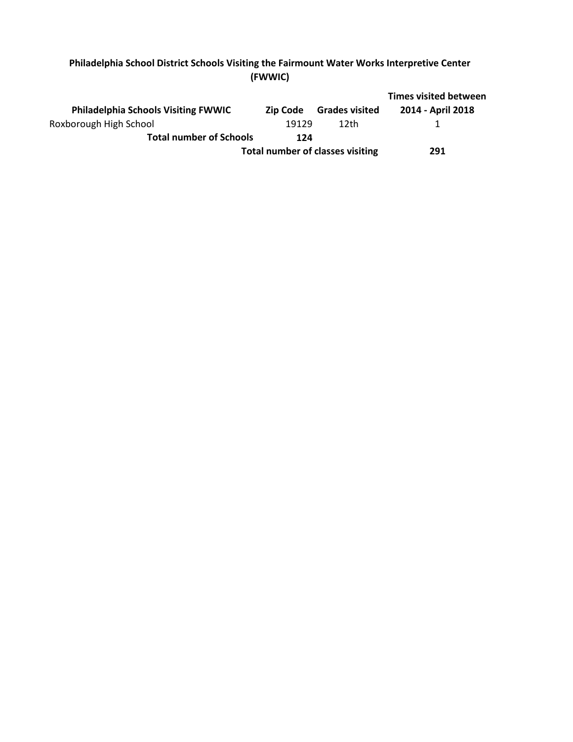**Philadelphia School District Schools Visiting the Fairmount Water Works Interpretive Center (FWWIC)**

| Philadelphia Schools Visiting FWWIC | Zip Code | Grades visited | Times visited between 2014 - April 2018 |
|---|---|---|---|
| Roxborough High School | 19129 | 12th | 1 |
| **Total number of Schools** | **124** | | |
| | **Total number of classes visiting** | | **291** |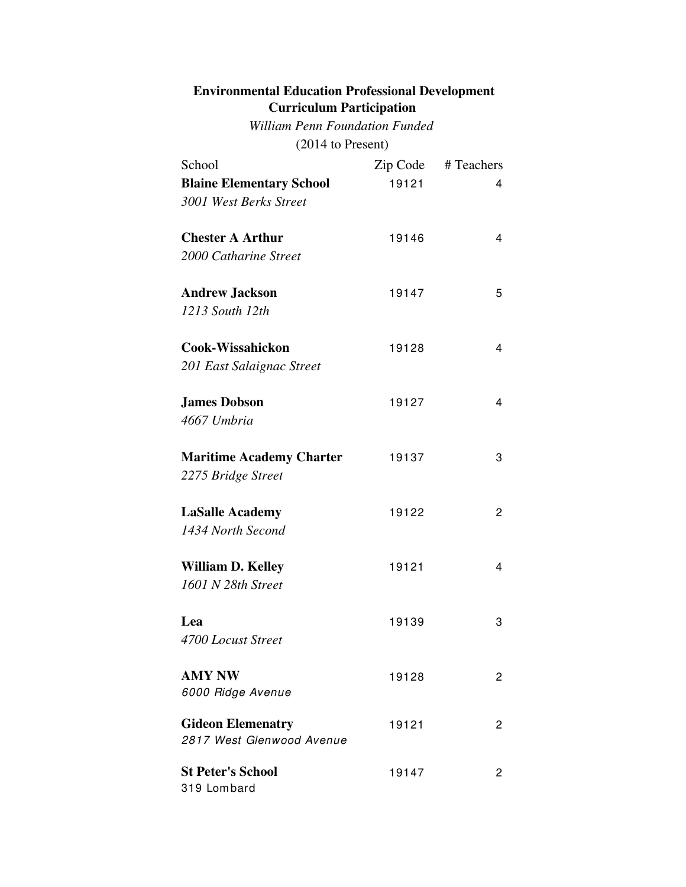**Environmental Education Professional Development**
**Curriculum Participation**

*William Penn Foundation Funded*

(2014 to Present)

| School | Zip Code | # Teachers |
|---|---|---|
| **Blaine Elementary School**<br>*3001 West Berks Street* | 19121 | 4 |
| **Chester A Arthur**<br>*2000 Catharine Street* | 19146 | 4 |
| **Andrew Jackson**<br>*1213 South 12th* | 19147 | 5 |
| **Cook-Wissahickon**<br>*201 East Salaignac Street* | 19128 | 4 |
| **James Dobson**<br>*4667 Umbria* | 19127 | 4 |
| **Maritime Academy Charter**<br>*2275 Bridge Street* | 19137 | 3 |
| **LaSalle Academy**<br>*1434 North Second* | 19122 | 2 |
| **William D. Kelley**<br>*1601 N 28th Street* | 19121 | 4 |
| **Lea**<br>*4700 Locust Street* | 19139 | 3 |
| **AMY NW**<br>*6000 Ridge Avenue* | 19128 | 2 |
| **Gideon Elemenatry**<br>2817 West Glenwood Avenue | 19121 | 2 |
| **St Peter's School**<br>319 Lombard | 19147 | 2 |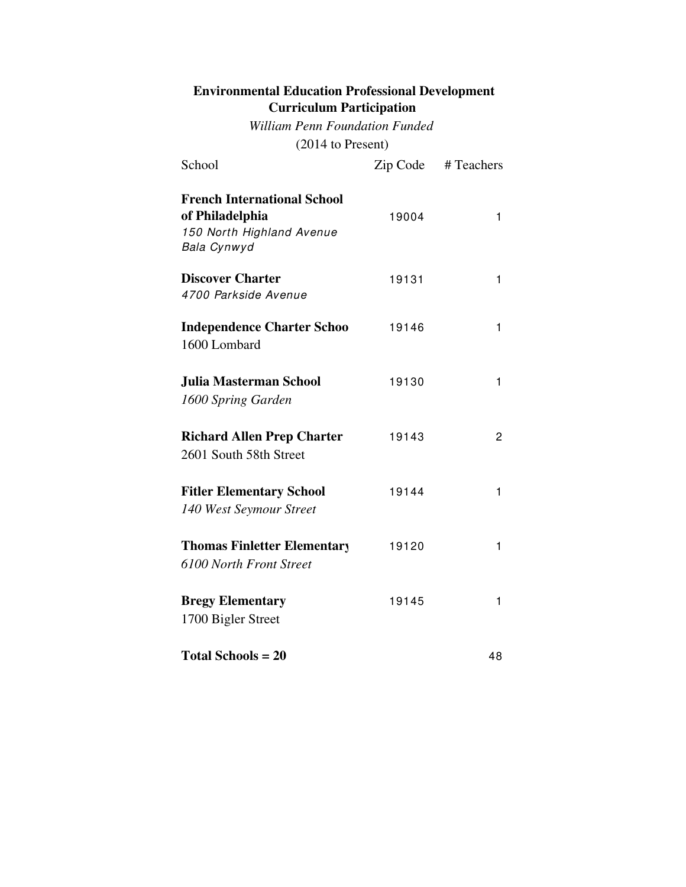**Environmental Education Professional Development Curriculum Participation**

*William Penn Foundation Funded*

(2014 to Present)

| School | Zip Code | # Teachers |
|---|---|---|
| **French International School of Philadelphia** *150 North Highland Avenue Bala Cynwyd* | 19004 | 1 |
| **Discover Charter** *4700 Parkside Avenue* | 19131 | 1 |
| **Independence Charter Schoo** 1600 Lombard | 19146 | 1 |
| **Julia Masterman School** *1600 Spring Garden* | 19130 | 1 |
| **Richard Allen Prep Charter** 2601 South 58th Street | 19143 | 2 |
| **Fitler Elementary School** *140 West Seymour Street* | 19144 | 1 |
| **Thomas Finletter Elementary** *6100 North Front Street* | 19120 | 1 |
| **Bregy Elementary** 1700 Bigler Street | 19145 | 1 |
| **Total Schools = 20** | | 48 |